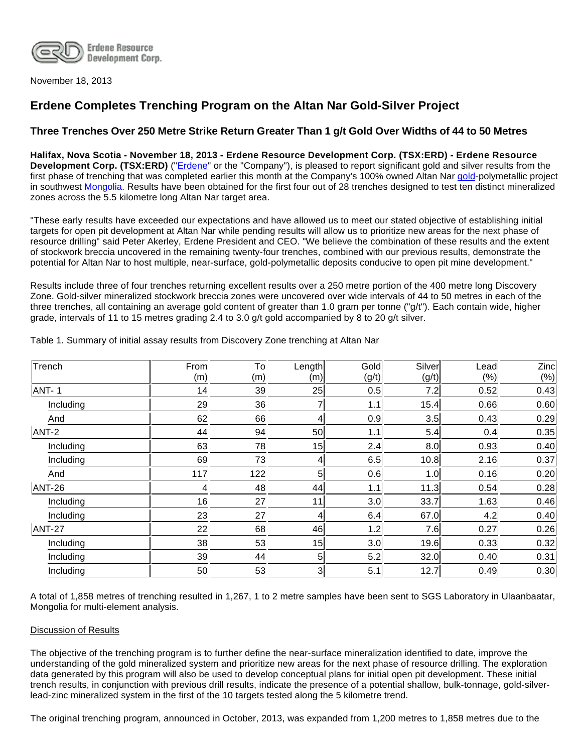Erdene Resource Development Corp.

November 18, 2013

## Erdene Completes Trenching Program on the Altan Nar Gold-Silver Project

### Three Trenches Over 250 Metre Strike Return Greater Than 1 g/t Gold Over Widths of 44 to 50 Metres

**Halifax, Nova Scotia - November 18, 2013 - Erdene Resource Development Corp. (TSX:ERD) - Erdene Resource Development Corp. (TSX:ERD)** ("Erdene" or the "Company"), is pleased to report significant gold and silver results from the first phase of trenching that was completed earlier this month at the Company's 100% owned Altan Nar gold-polymetallic project in southwest Mongolia. Results have been obtained for the first four out of 28 trenches designed to test ten distinct mineralized zones across the 5.5 kilometre long Altan Nar target area.

"These early results have exceeded our expectations and have allowed us to meet our stated objective of establishing initial targets for open pit development at Altan Nar while pending results will allow us to prioritize new areas for the next phase of resource drilling" said Peter Akerley, Erdene President and CEO. "We believe the combination of these results and the extent of stockwork breccia uncovered in the remaining twenty-four trenches, combined with our previous results, demonstrate the potential for Altan Nar to host multiple, near-surface, gold-polymetallic deposits conducive to open pit mine development."

Results include three of four trenches returning excellent results over a 250 metre portion of the 400 metre long Discovery Zone. Gold-silver mineralized stockwork breccia zones were uncovered over wide intervals of 44 to 50 metres in each of the three trenches, all containing an average gold content of greater than 1.0 gram per tonne ("g/t"). Each contain wide, higher grade, intervals of 11 to 15 metres grading 2.4 to 3.0 g/t gold accompanied by 8 to 20 g/t silver.

Table 1. Summary of initial assay results from Discovery Zone trenching at Altan Nar

| Trench | From (m) | To (m) | Length (m) | Gold (g/t) | Silver (g/t) | Lead (%) | Zinc (%) |
|---|---|---|---|---|---|---|---|
| ANT- 1 | 14 | 39 | 25 | 0.5 | 7.2 | 0.52 | 0.43 |
| Including | 29 | 36 | 7 | 1.1 | 15.4 | 0.66 | 0.60 |
| And | 62 | 66 | 4 | 0.9 | 3.5 | 0.43 | 0.29 |
| ANT-2 | 44 | 94 | 50 | 1.1 | 5.4 | 0.4 | 0.35 |
| Including | 63 | 78 | 15 | 2.4 | 8.0 | 0.93 | 0.40 |
| Including | 69 | 73 | 4 | 6.5 | 10.8 | 2.16 | 0.37 |
| And | 117 | 122 | 5 | 0.6 | 1.0 | 0.16 | 0.20 |
| ANT-26 | 4 | 48 | 44 | 1.1 | 11.3 | 0.54 | 0.28 |
| Including | 16 | 27 | 11 | 3.0 | 33.7 | 1.63 | 0.46 |
| Including | 23 | 27 | 4 | 6.4 | 67.0 | 4.2 | 0.40 |
| ANT-27 | 22 | 68 | 46 | 1.2 | 7.6 | 0.27 | 0.26 |
| Including | 38 | 53 | 15 | 3.0 | 19.6 | 0.33 | 0.32 |
| Including | 39 | 44 | 5 | 5.2 | 32.0 | 0.40 | 0.31 |
| Including | 50 | 53 | 3 | 5.1 | 12.7 | 0.49 | 0.30 |

A total of 1,858 metres of trenching resulted in 1,267, 1 to 2 metre samples have been sent to SGS Laboratory in Ulaanbaatar, Mongolia for multi-element analysis.

Discussion of Results

The objective of the trenching program is to further define the near-surface mineralization identified to date, improve the understanding of the gold mineralized system and prioritize new areas for the next phase of resource drilling. The exploration data generated by this program will also be used to develop conceptual plans for initial open pit development. These initial trench results, in conjunction with previous drill results, indicate the presence of a potential shallow, bulk-tonnage, gold-silver-lead-zinc mineralized system in the first of the 10 targets tested along the 5 kilometre trend.

The original trenching program, announced in October, 2013, was expanded from 1,200 metres to 1,858 metres due to the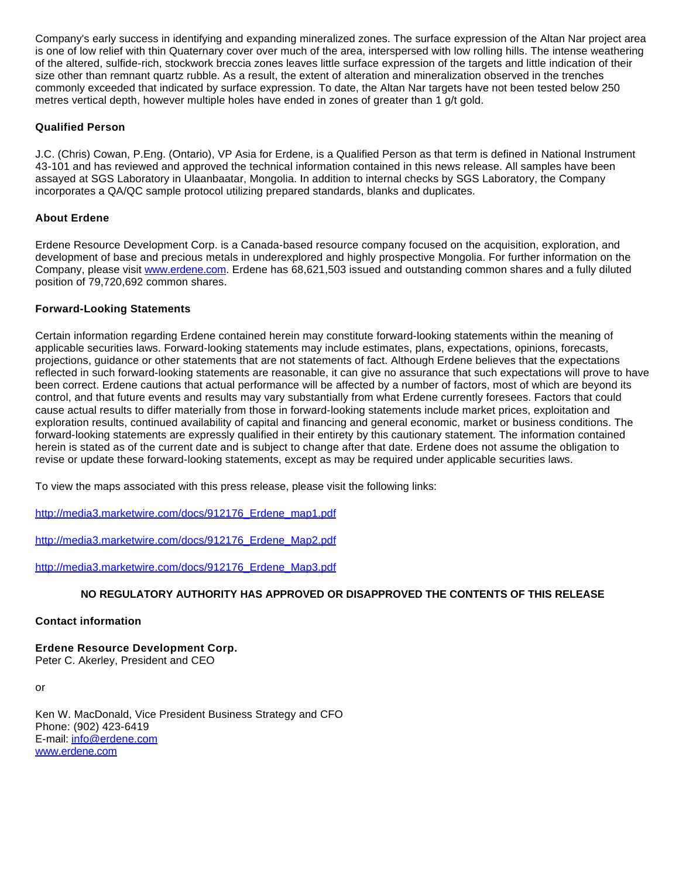Company's early success in identifying and expanding mineralized zones. The surface expression of the Altan Nar project area is one of low relief with thin Quaternary cover over much of the area, interspersed with low rolling hills. The intense weathering of the altered, sulfide-rich, stockwork breccia zones leaves little surface expression of the targets and little indication of their size other than remnant quartz rubble. As a result, the extent of alteration and mineralization observed in the trenches commonly exceeded that indicated by surface expression. To date, the Altan Nar targets have not been tested below 250 metres vertical depth, however multiple holes have ended in zones of greater than 1 g/t gold.

**Qualified Person**

J.C. (Chris) Cowan, P.Eng. (Ontario), VP Asia for Erdene, is a Qualified Person as that term is defined in National Instrument 43-101 and has reviewed and approved the technical information contained in this news release. All samples have been assayed at SGS Laboratory in Ulaanbaatar, Mongolia. In addition to internal checks by SGS Laboratory, the Company incorporates a QA/QC sample protocol utilizing prepared standards, blanks and duplicates.

**About Erdene**

Erdene Resource Development Corp. is a Canada-based resource company focused on the acquisition, exploration, and development of base and precious metals in underexplored and highly prospective Mongolia. For further information on the Company, please visit [www.erdene.com](www.erdene.com). Erdene has 68,621,503 issued and outstanding common shares and a fully diluted position of 79,720,692 common shares.

**Forward-Looking Statements**

Certain information regarding Erdene contained herein may constitute forward-looking statements within the meaning of applicable securities laws. Forward-looking statements may include estimates, plans, expectations, opinions, forecasts, projections, guidance or other statements that are not statements of fact. Although Erdene believes that the expectations reflected in such forward-looking statements are reasonable, it can give no assurance that such expectations will prove to have been correct. Erdene cautions that actual performance will be affected by a number of factors, most of which are beyond its control, and that future events and results may vary substantially from what Erdene currently foresees. Factors that could cause actual results to differ materially from those in forward-looking statements include market prices, exploitation and exploration results, continued availability of capital and financing and general economic, market or business conditions. The forward-looking statements are expressly qualified in their entirety by this cautionary statement. The information contained herein is stated as of the current date and is subject to change after that date. Erdene does not assume the obligation to revise or update these forward-looking statements, except as may be required under applicable securities laws.

To view the maps associated with this press release, please visit the following links:

http://media3.marketwire.com/docs/912176_Erdene_map1.pdf

http://media3.marketwire.com/docs/912176_Erdene_Map2.pdf

http://media3.marketwire.com/docs/912176_Erdene_Map3.pdf

**NO REGULATORY AUTHORITY HAS APPROVED OR DISAPPROVED THE CONTENTS OF THIS RELEASE**

**Contact information**

**Erdene Resource Development Corp.**
Peter C. Akerley, President and CEO

or

Ken W. MacDonald, Vice President Business Strategy and CFO
Phone: (902) 423-6419
E-mail: info@erdene.com
www.erdene.com